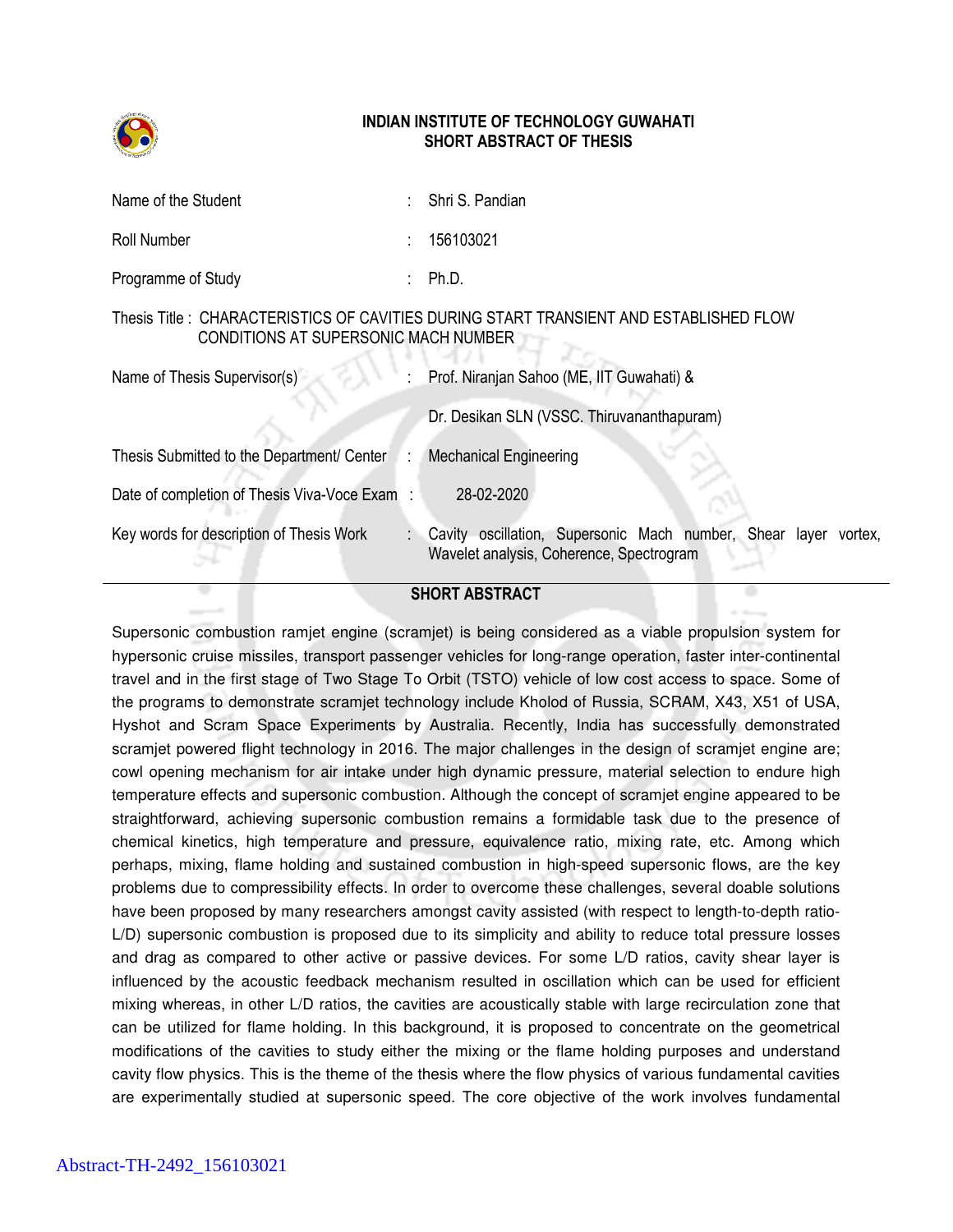# INDIAN INSTITUTE OF TECHNOLOGY GUWAHATI
## SHORT ABSTRACT OF THESIS

| | | |
|---|---|---|
| Name of the Student | : | Shri S. Pandian |
| Roll Number | : | 156103021 |
| Programme of Study | : | Ph.D. |

Thesis Title : CHARACTERISTICS OF CAVITIES DURING START TRANSIENT AND ESTABLISHED FLOW CONDITIONS AT SUPERSONIC MACH NUMBER

| | | |
|---|---|---|
| Name of Thesis Supervisor(s) | : | Prof. Niranjan Sahoo (ME, IIT Guwahati) & |
| | | Dr. Desikan SLN (VSSC. Thiruvananthapuram) |
| Thesis Submitted to the Department/ Center | : | Mechanical Engineering |
| Date of completion of Thesis Viva-Voce Exam | : | 28-02-2020 |
| Key words for description of Thesis Work | : | Cavity oscillation, Supersonic Mach number, Shear layer vortex, Wavelet analysis, Coherence, Spectrogram |

## SHORT ABSTRACT

Supersonic combustion ramjet engine (scramjet) is being considered as a viable propulsion system for hypersonic cruise missiles, transport passenger vehicles for long-range operation, faster inter-continental travel and in the first stage of Two Stage To Orbit (TSTO) vehicle of low cost access to space. Some of the programs to demonstrate scramjet technology include Kholod of Russia, SCRAM, X43, X51 of USA, Hyshot and Scram Space Experiments by Australia. Recently, India has successfully demonstrated scramjet powered flight technology in 2016. The major challenges in the design of scramjet engine are; cowl opening mechanism for air intake under high dynamic pressure, material selection to endure high temperature effects and supersonic combustion. Although the concept of scramjet engine appeared to be straightforward, achieving supersonic combustion remains a formidable task due to the presence of chemical kinetics, high temperature and pressure, equivalence ratio, mixing rate, etc. Among which perhaps, mixing, flame holding and sustained combustion in high-speed supersonic flows, are the key problems due to compressibility effects. In order to overcome these challenges, several doable solutions have been proposed by many researchers amongst cavity assisted (with respect to length-to-depth ratio- L/D) supersonic combustion is proposed due to its simplicity and ability to reduce total pressure losses and drag as compared to other active or passive devices. For some L/D ratios, cavity shear layer is influenced by the acoustic feedback mechanism resulted in oscillation which can be used for efficient mixing whereas, in other L/D ratios, the cavities are acoustically stable with large recirculation zone that can be utilized for flame holding. In this background, it is proposed to concentrate on the geometrical modifications of the cavities to study either the mixing or the flame holding purposes and understand cavity flow physics. This is the theme of the thesis where the flow physics of various fundamental cavities are experimentally studied at supersonic speed. The core objective of the work involves fundamental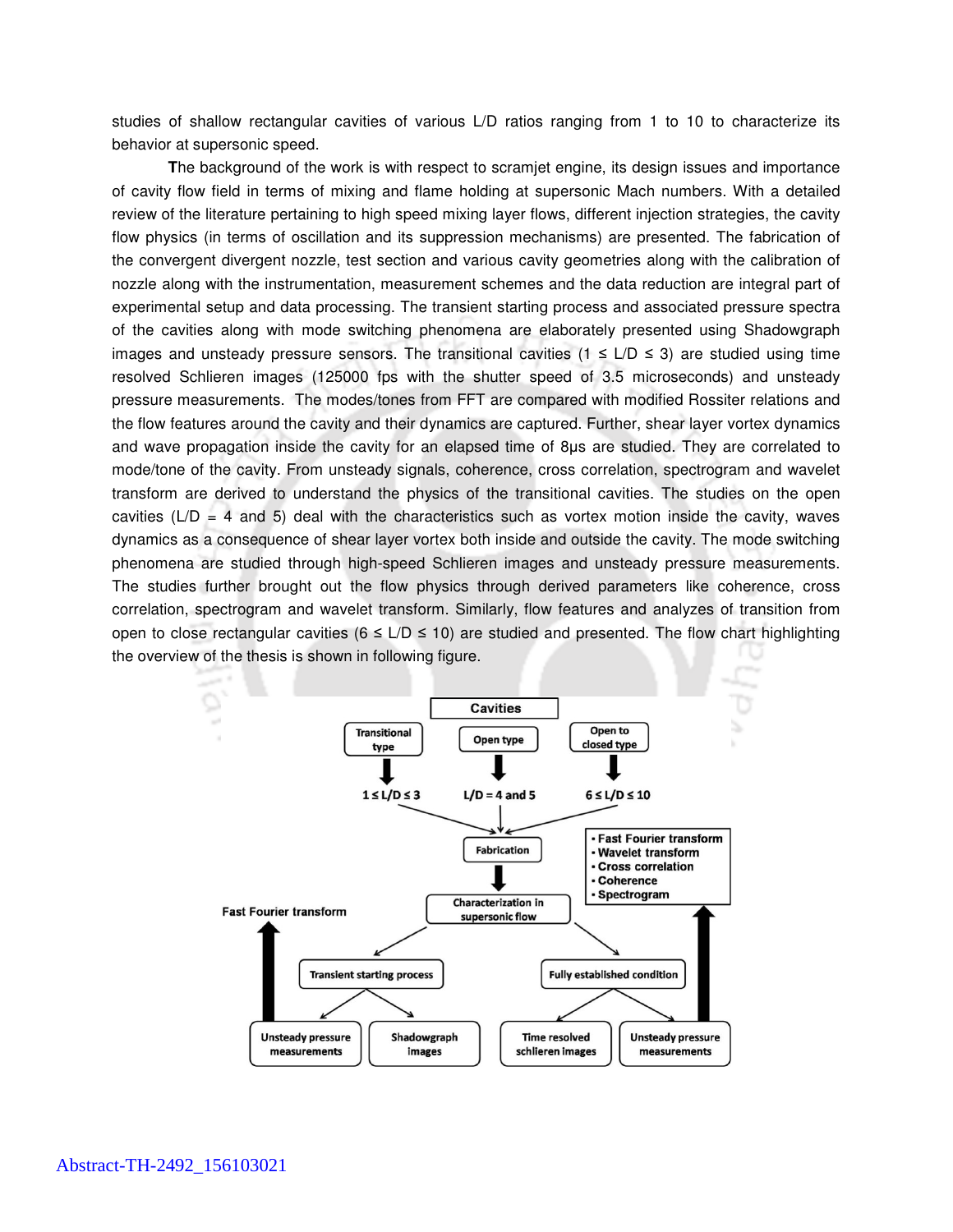studies of shallow rectangular cavities of various L/D ratios ranging from 1 to 10 to characterize its behavior at supersonic speed.

**T**he background of the work is with respect to scramjet engine, its design issues and importance of cavity flow field in terms of mixing and flame holding at supersonic Mach numbers. With a detailed review of the literature pertaining to high speed mixing layer flows, different injection strategies, the cavity flow physics (in terms of oscillation and its suppression mechanisms) are presented. The fabrication of the convergent divergent nozzle, test section and various cavity geometries along with the calibration of nozzle along with the instrumentation, measurement schemes and the data reduction are integral part of experimental setup and data processing. The transient starting process and associated pressure spectra of the cavities along with mode switching phenomena are elaborately presented using Shadowgraph images and unsteady pressure sensors. The transitional cavities ($1 \leq L/D \leq 3$) are studied using time resolved Schlieren images (125000 fps with the shutter speed of 3.5 microseconds) and unsteady pressure measurements. The modes/tones from FFT are compared with modified Rossiter relations and the flow features around the cavity and their dynamics are captured. Further, shear layer vortex dynamics and wave propagation inside the cavity for an elapsed time of 8μs are studied. They are correlated to mode/tone of the cavity. From unsteady signals, coherence, cross correlation, spectrogram and wavelet transform are derived to understand the physics of the transitional cavities. The studies on the open cavities (L/D = 4 and 5) deal with the characteristics such as vortex motion inside the cavity, waves dynamics as a consequence of shear layer vortex both inside and outside the cavity. The mode switching phenomena are studied through high-speed Schlieren images and unsteady pressure measurements. The studies further brought out the flow physics through derived parameters like coherence, cross correlation, spectrogram and wavelet transform. Similarly, flow features and analyzes of transition from open to close rectangular cavities ($6 \leq L/D \leq 10$) are studied and presented. The flow chart highlighting the overview of the thesis is shown in following figure.

Cavities

Transitional type

Open type

Open to closed type

1 ≤ L/D ≤ 3

L/D = 4 and 5

6 ≤ L/D ≤ 10

Fabrication

Characterization in supersonic flow

- Fast Fourier transform
- Wavelet transform
- Cross correlation
- Coherence
- Spectrogram

Fast Fourier transform

Transient starting process

Fully established condition

Unsteady pressure measurements

Shadowgraph images

Time resolved schlieren images

Unsteady pressure measurements